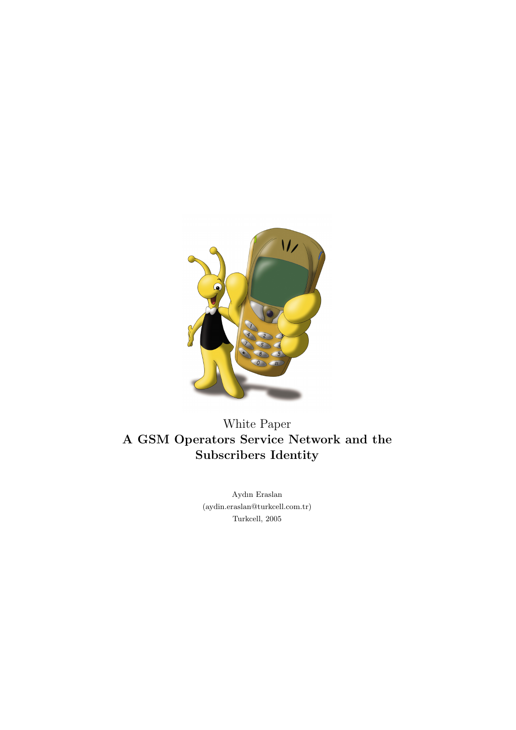White Paper

# A GSM Operators Service Network and the Subscribers Identity

Aydın Eraslan
(aydin.eraslan@turkcell.com.tr)
Turkcell, 2005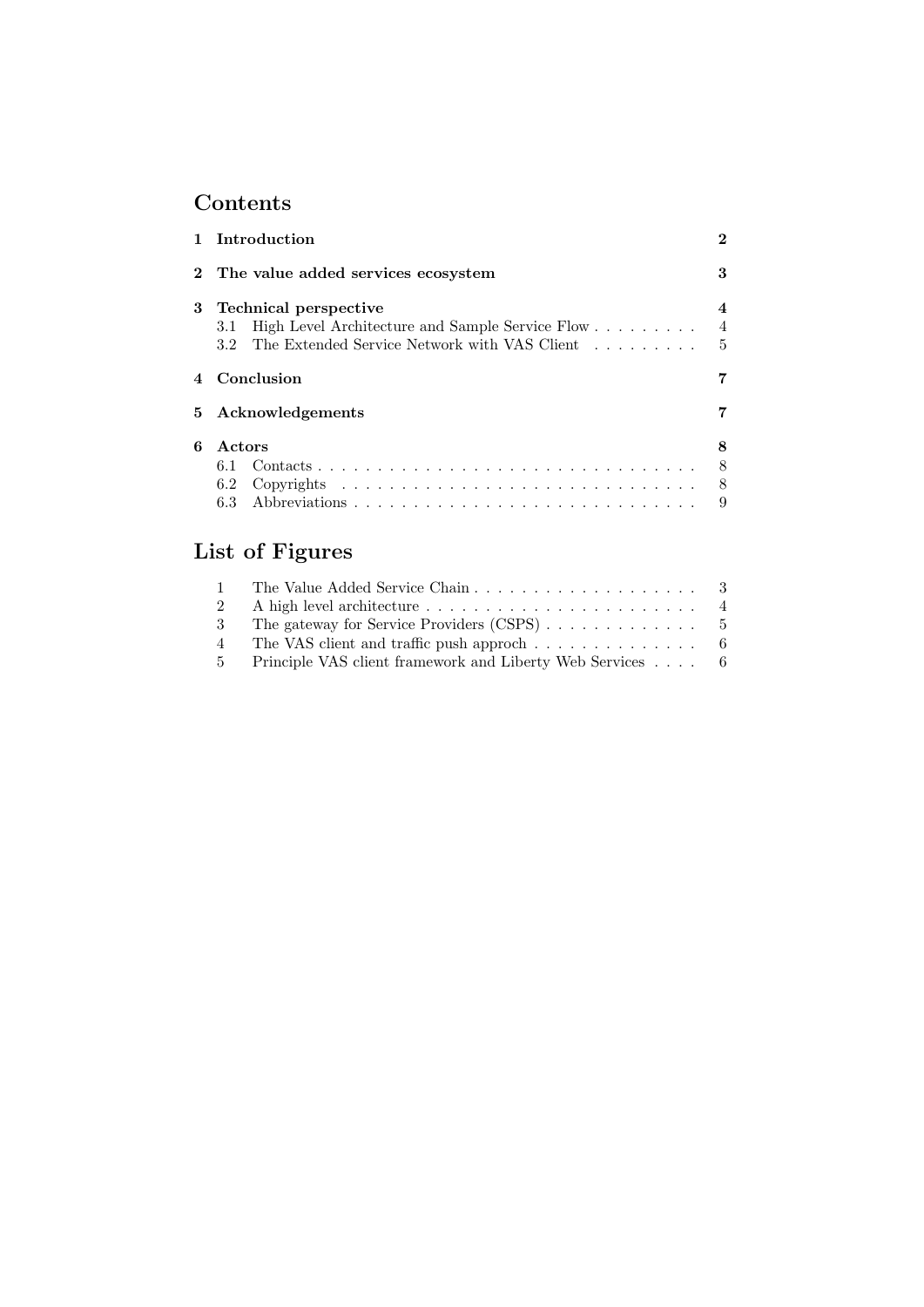# Contents

| | | |
|---|---|---|
| **1** | **Introduction** | **2** |
| **2** | **The value added services ecosystem** | **3** |
| **3** | **Technical perspective** | **4** |
| 3.1 | High Level Architecture and Sample Service Flow | 4 |
| 3.2 | The Extended Service Network with VAS Client | 5 |
| **4** | **Conclusion** | **7** |
| **5** | **Acknowledgements** | **7** |
| **6** | **Actors** | **8** |
| 6.1 | Contacts | 8 |
| 6.2 | Copyrights | 8 |
| 6.3 | Abbreviations | 9 |

# List of Figures

| | | |
|---|---|---|
| 1 | The Value Added Service Chain | 3 |
| 2 | A high level architecture | 4 |
| 3 | The gateway for Service Providers (CSPS) | 5 |
| 4 | The VAS client and traffic push approch | 6 |
| 5 | Principle VAS client framework and Liberty Web Services | 6 |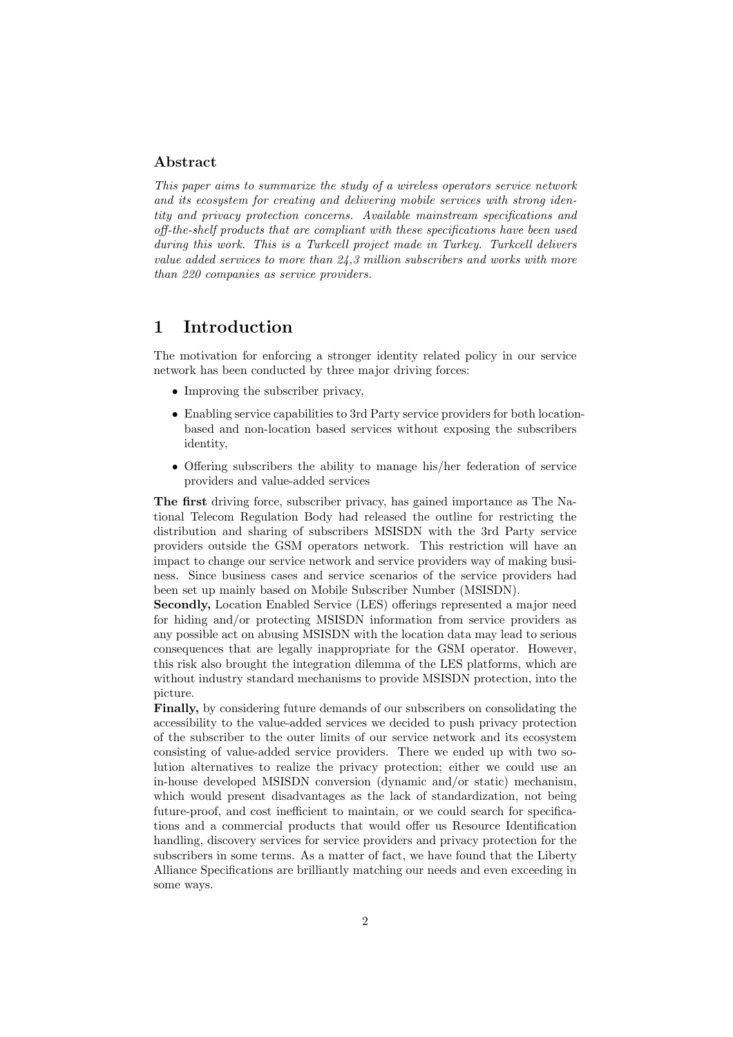## Abstract

*This paper aims to summarize the study of a wireless operators service network and its ecosystem for creating and delivering mobile services with strong identity and privacy protection concerns. Available mainstream specifications and off-the-shelf products that are compliant with these specifications have been used during this work. This is a Turkcell project made in Turkey. Turkcell delivers value added services to more than 24,3 million subscribers and works with more than 220 companies as service providers.*

# 1 Introduction

The motivation for enforcing a stronger identity related policy in our service network has been conducted by three major driving forces:

- Improving the subscriber privacy,
- Enabling service capabilities to 3rd Party service providers for both location-based and non-location based services without exposing the subscribers identity,
- Offering subscribers the ability to manage his/her federation of service providers and value-added services

**The first** driving force, subscriber privacy, has gained importance as The National Telecom Regulation Body had released the outline for restricting the distribution and sharing of subscribers MSISDN with the 3rd Party service providers outside the GSM operators network. This restriction will have an impact to change our service network and service providers way of making business. Since business cases and service scenarios of the service providers had been set up mainly based on Mobile Subscriber Number (MSISDN).

**Secondly,** Location Enabled Service (LES) offerings represented a major need for hiding and/or protecting MSISDN information from service providers as any possible act on abusing MSISDN with the location data may lead to serious consequences that are legally inappropriate for the GSM operator. However, this risk also brought the integration dilemma of the LES platforms, which are without industry standard mechanisms to provide MSISDN protection, into the picture.

**Finally,** by considering future demands of our subscribers on consolidating the accessibility to the value-added services we decided to push privacy protection of the subscriber to the outer limits of our service network and its ecosystem consisting of value-added service providers. There we ended up with two solution alternatives to realize the privacy protection; either we could use an in-house developed MSISDN conversion (dynamic and/or static) mechanism, which would present disadvantages as the lack of standardization, not being future-proof, and cost inefficient to maintain, or we could search for specifications and a commercial products that would offer us Resource Identification handling, discovery services for service providers and privacy protection for the subscribers in some terms. As a matter of fact, we have found that the Liberty Alliance Specifications are brilliantly matching our needs and even exceeding in some ways.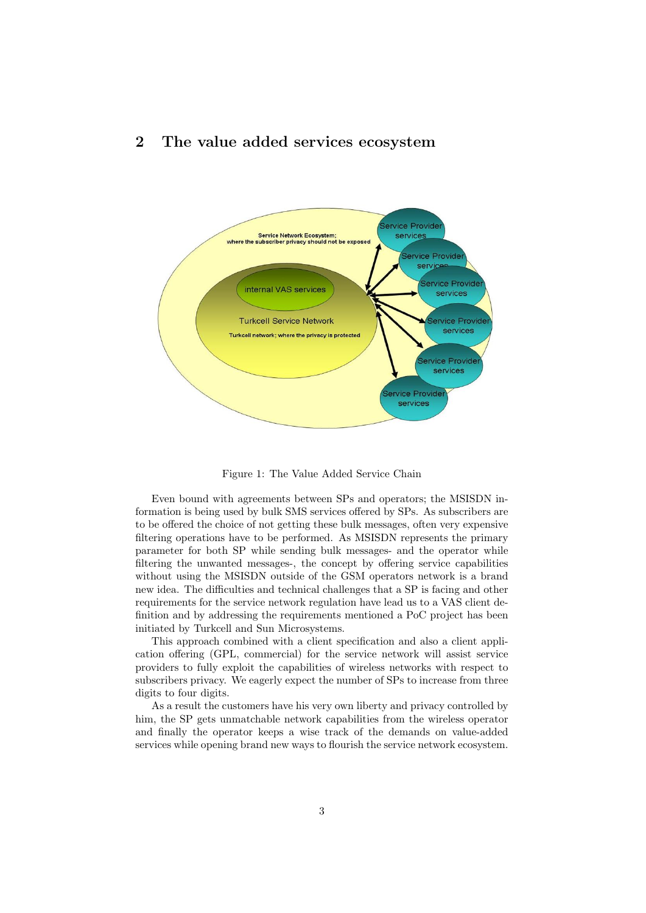## 2 The value added services ecosystem

Figure 1: The Value Added Service Chain

Even bound with agreements between SPs and operators; the MSISDN information is being used by bulk SMS services offered by SPs. As subscribers are to be offered the choice of not getting these bulk messages, often very expensive filtering operations have to be performed. As MSISDN represents the primary parameter for both SP while sending bulk messages- and the operator while filtering the unwanted messages-, the concept by offering service capabilities without using the MSISDN outside of the GSM operators network is a brand new idea. The difficulties and technical challenges that a SP is facing and other requirements for the service network regulation have lead us to a VAS client definition and by addressing the requirements mentioned a PoC project has been initiated by Turkcell and Sun Microsystems.

This approach combined with a client specification and also a client application offering (GPL, commercial) for the service network will assist service providers to fully exploit the capabilities of wireless networks with respect to subscribers privacy. We eagerly expect the number of SPs to increase from three digits to four digits.

As a result the customers have his very own liberty and privacy controlled by him, the SP gets unmatchable network capabilities from the wireless operator and finally the operator keeps a wise track of the demands on value-added services while opening brand new ways to flourish the service network ecosystem.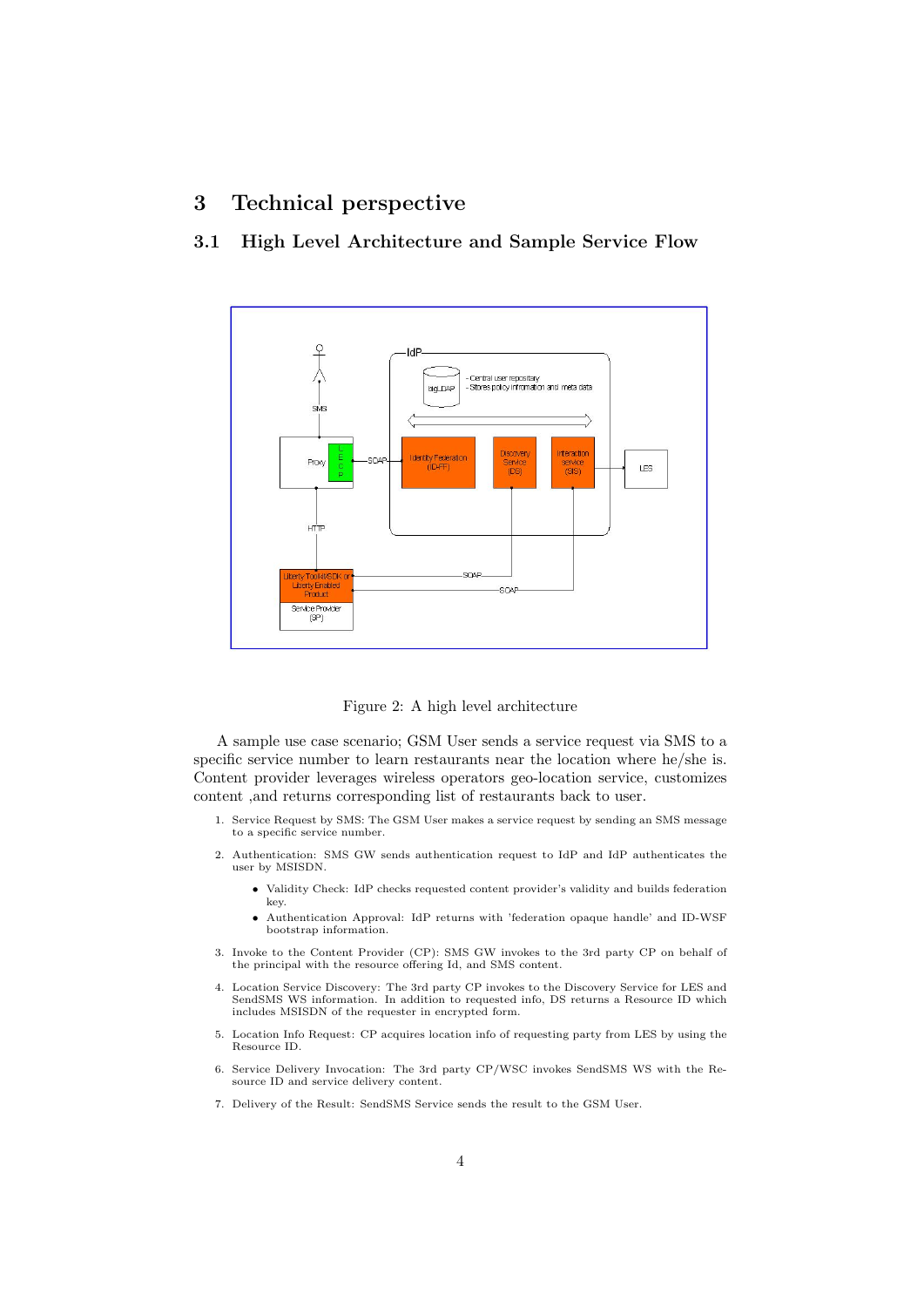# 3 Technical perspective

## 3.1 High Level Architecture and Sample Service Flow

Figure 2: A high level architecture

A sample use case scenario; GSM User sends a service request via SMS to a specific service number to learn restaurants near the location where he/she is. Content provider leverages wireless operators geo-location service, customizes content ,and returns corresponding list of restaurants back to user.

1. Service Request by SMS: The GSM User makes a service request by sending an SMS message to a specific service number.
2. Authentication: SMS GW sends authentication request to IdP and IdP authenticates the user by MSISDN.
   - Validity Check: IdP checks requested content provider's validity and builds federation key.
   - Authentication Approval: IdP returns with 'federation opaque handle' and ID-WSF bootstrap information.
3. Invoke to the Content Provider (CP): SMS GW invokes to the 3rd party CP on behalf of the principal with the resource offering Id, and SMS content.
4. Location Service Discovery: The 3rd party CP invokes to the Discovery Service for LES and SendSMS WS information. In addition to requested info, DS returns a Resource ID which includes MSISDN of the requester in encrypted form.
5. Location Info Request: CP acquires location info of requesting party from LES by using the Resource ID.
6. Service Delivery Invocation: The 3rd party CP/WSC invokes SendSMS WS with the Resource ID and service delivery content.
7. Delivery of the Result: SendSMS Service sends the result to the GSM User.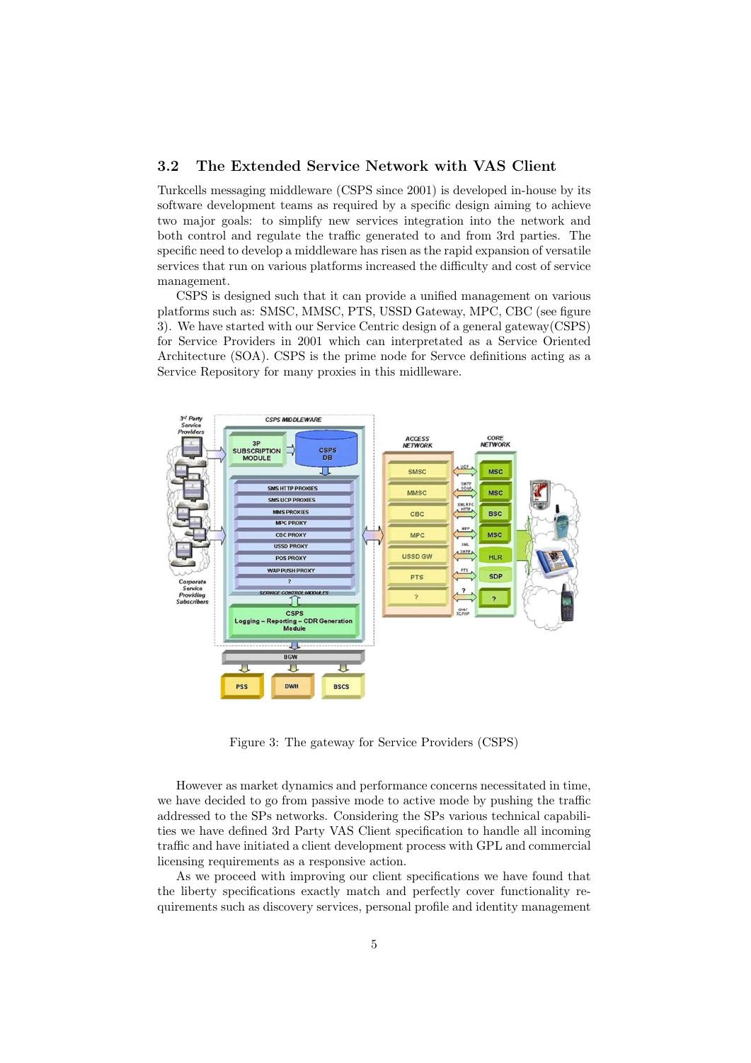### 3.2 The Extended Service Network with VAS Client

Turkcells messaging middleware (CSPS since 2001) is developed in-house by its software development teams as required by a specific design aiming to achieve two major goals: to simplify new services integration into the network and both control and regulate the traffic generated to and from 3rd parties. The specific need to develop a middleware has risen as the rapid expansion of versatile services that run on various platforms increased the difficulty and cost of service management.

CSPS is designed such that it can provide a unified management on various platforms such as: SMSC, MMSC, PTS, USSD Gateway, MPC, CBC (see figure 3). We have started with our Service Centric design of a general gateway(CSPS) for Service Providers in 2001 which can interpretated as a Service Oriented Architecture (SOA). CSPS is the prime node for Servce definitions acting as a Service Repository for many proxies in this midlleware.

Figure 3: The gateway for Service Providers (CSPS)

However as market dynamics and performance concerns necessitated in time, we have decided to go from passive mode to active mode by pushing the traffic addressed to the SPs networks. Considering the SPs various technical capabilities we have defined 3rd Party VAS Client specification to handle all incoming traffic and have initiated a client development process with GPL and commercial licensing requirements as a responsive action.

As we proceed with improving our client specifications we have found that the liberty specifications exactly match and perfectly cover functionality requirements such as discovery services, personal profile and identity management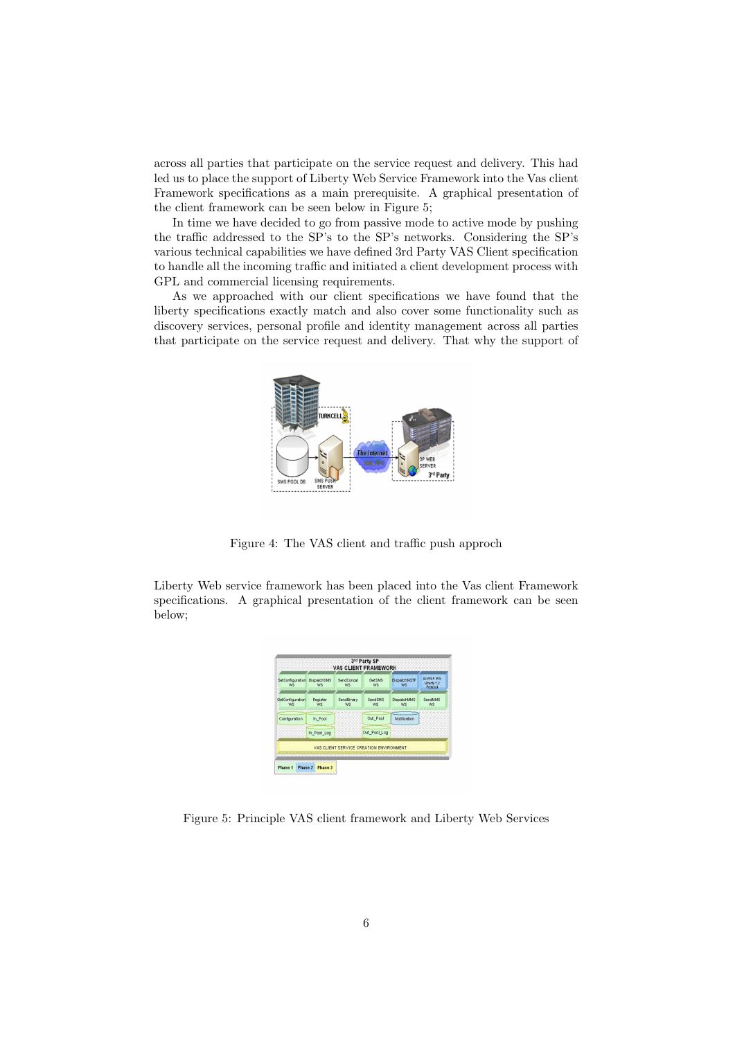across all parties that participate on the service request and delivery. This had led us to place the support of Liberty Web Service Framework into the Vas client Framework specifications as a main prerequisite. A graphical presentation of the client framework can be seen below in Figure 5;

In time we have decided to go from passive mode to active mode by pushing the traffic addressed to the SP's to the SP's networks. Considering the SP's various technical capabilities we have defined 3rd Party VAS Client specification to handle all the incoming traffic and initiated a client development process with GPL and commercial licensing requirements.

As we approached with our client specifications we have found that the liberty specifications exactly match and also cover some functionality such as discovery services, personal profile and identity management across all parties that participate on the service request and delivery. That why the support of

Figure 4: The VAS client and traffic push approch

Liberty Web service framework has been placed into the Vas client Framework specifications. A graphical presentation of the client framework can be seen below;

Figure 5: Principle VAS client framework and Liberty Web Services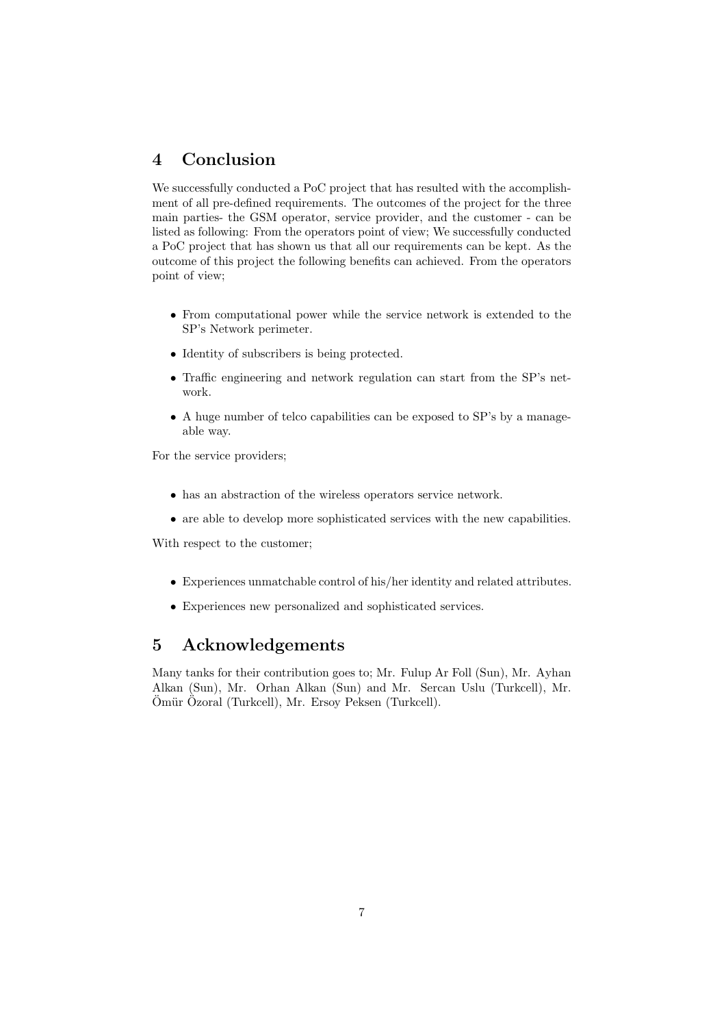## 4 Conclusion

We successfully conducted a PoC project that has resulted with the accomplishment of all pre-defined requirements. The outcomes of the project for the three main parties- the GSM operator, service provider, and the customer - can be listed as following: From the operators point of view; We successfully conducted a PoC project that has shown us that all our requirements can be kept. As the outcome of this project the following benefits can achieved. From the operators point of view;

- From computational power while the service network is extended to the SP's Network perimeter.
- Identity of subscribers is being protected.
- Traffic engineering and network regulation can start from the SP's network.
- A huge number of telco capabilities can be exposed to SP's by a manageable way.

For the service providers;

- has an abstraction of the wireless operators service network.
- are able to develop more sophisticated services with the new capabilities.

With respect to the customer;

- Experiences unmatchable control of his/her identity and related attributes.
- Experiences new personalized and sophisticated services.

## 5 Acknowledgements

Many tanks for their contribution goes to; Mr. Fulup Ar Foll (Sun), Mr. Ayhan Alkan (Sun), Mr. Orhan Alkan (Sun) and Mr. Sercan Uslu (Turkcell), Mr. Ömür Özoral (Turkcell), Mr. Ersoy Peksen (Turkcell).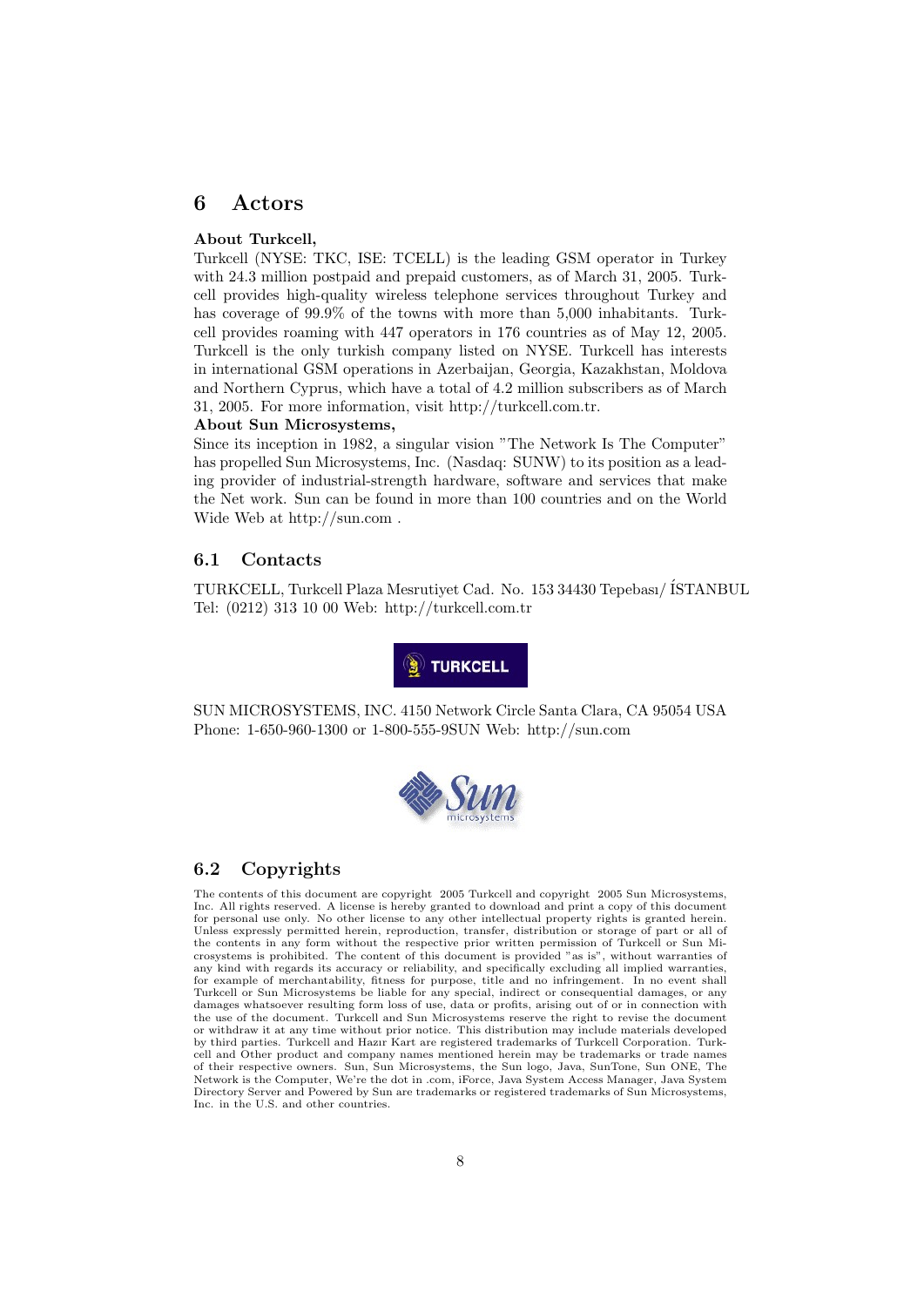# 6 Actors

**About Turkcell,**
Turkcell (NYSE: TKC, ISE: TCELL) is the leading GSM operator in Turkey with 24.3 million postpaid and prepaid customers, as of March 31, 2005. Turkcell provides high-quality wireless telephone services throughout Turkey and has coverage of 99.9% of the towns with more than 5,000 inhabitants. Turkcell provides roaming with 447 operators in 176 countries as of May 12, 2005. Turkcell is the only turkish company listed on NYSE. Turkcell has interests in international GSM operations in Azerbaijan, Georgia, Kazakhstan, Moldova and Northern Cyprus, which have a total of 4.2 million subscribers as of March 31, 2005. For more information, visit http://turkcell.com.tr.
**About Sun Microsystems,**
Since its inception in 1982, a singular vision "The Network Is The Computer" has propelled Sun Microsystems, Inc. (Nasdaq: SUNW) to its position as a leading provider of industrial-strength hardware, software and services that make the Net work. Sun can be found in more than 100 countries and on the World Wide Web at http://sun.com .

## 6.1 Contacts

TURKCELL, Turkcell Plaza Mesrutiyet Cad. No. 153 34430 Tepebası/ İSTANBUL
Tel: (0212) 313 10 00 Web: http://turkcell.com.tr

SUN MICROSYSTEMS, INC. 4150 Network Circle Santa Clara, CA 95054 USA
Phone: 1-650-960-1300 or 1-800-555-9SUN Web: http://sun.com

## 6.2 Copyrights

The contents of this document are copyright 2005 Turkcell and copyright 2005 Sun Microsystems, Inc. All rights reserved. A license is hereby granted to download and print a copy of this document for personal use only. No other license to any other intellectual property rights is granted herein. Unless expressly permitted herein, reproduction, transfer, distribution or storage of part or all of the contents in any form without the respective prior written permission of Turkcell or Sun Microsystems is prohibited. The content of this document is provided "as is", without warranties of any kind with regards its accuracy or reliability, and specifically excluding all implied warranties, for example of merchantability, fitness for purpose, title and no infringement. In no event shall Turkcell or Sun Microsystems be liable for any special, indirect or consequential damages, or any damages whatsoever resulting form loss of use, data or profits, arising out of or in connection with the use of the document. Turkcell and Sun Microsystems reserve the right to revise the document or withdraw it at any time without prior notice. This distribution may include materials developed by third parties. Turkcell and Hazır Kart are registered trademarks of Turkcell Corporation. Turkcell and Other product and company names mentioned herein may be trademarks or trade names of their respective owners. Sun, Sun Microsystems, the Sun logo, Java, SunTone, Sun ONE, The Network is the Computer, We're the dot in .com, iForce, Java System Access Manager, Java System Directory Server and Powered by Sun are trademarks or registered trademarks of Sun Microsystems, Inc. in the U.S. and other countries.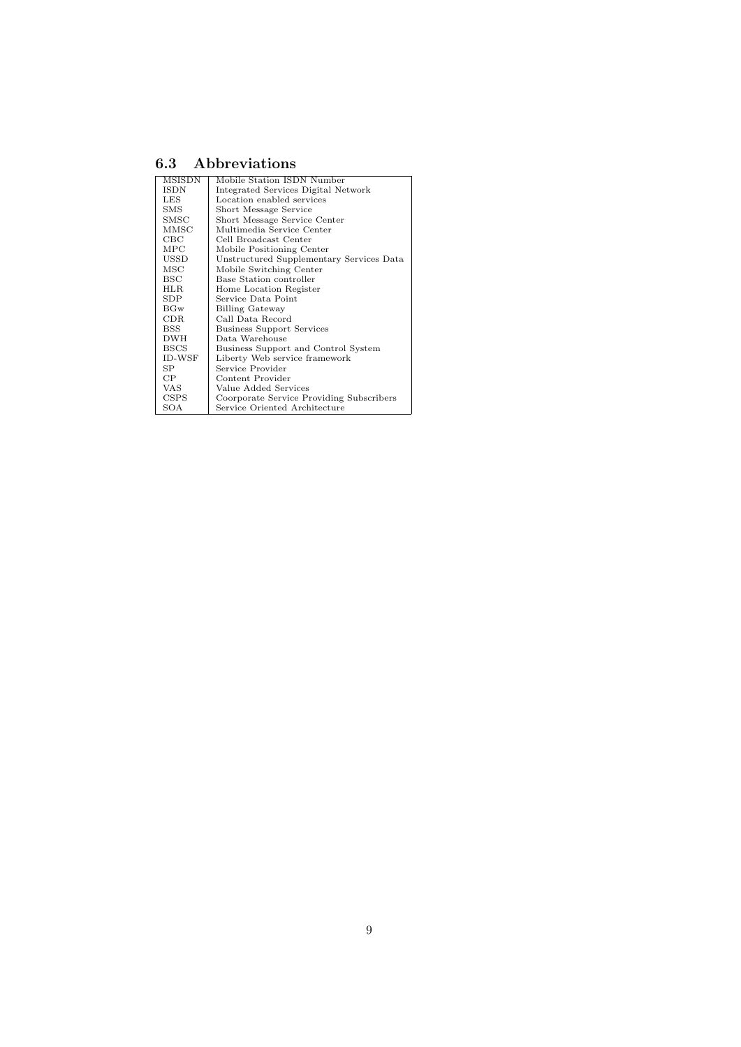## 6.3 Abbreviations

| | |
|---|---|
| MSISDN | Mobile Station ISDN Number |
| ISDN | Integrated Services Digital Network |
| LES | Location enabled services |
| SMS | Short Message Service |
| SMSC | Short Message Service Center |
| MMSC | Multimedia Service Center |
| CBC | Cell Broadcast Center |
| MPC | Mobile Positioning Center |
| USSD | Unstructured Supplementary Services Data |
| MSC | Mobile Switching Center |
| BSC | Base Station controller |
| HLR | Home Location Register |
| SDP | Service Data Point |
| BGw | Billing Gateway |
| CDR | Call Data Record |
| BSS | Business Support Services |
| DWH | Data Warehouse |
| BSCS | Business Support and Control System |
| ID-WSF | Liberty Web service framework |
| SP | Service Provider |
| CP | Content Provider |
| VAS | Value Added Services |
| CSPS | Coorporate Service Providing Subscribers |
| SOA | Service Oriented Architecture |